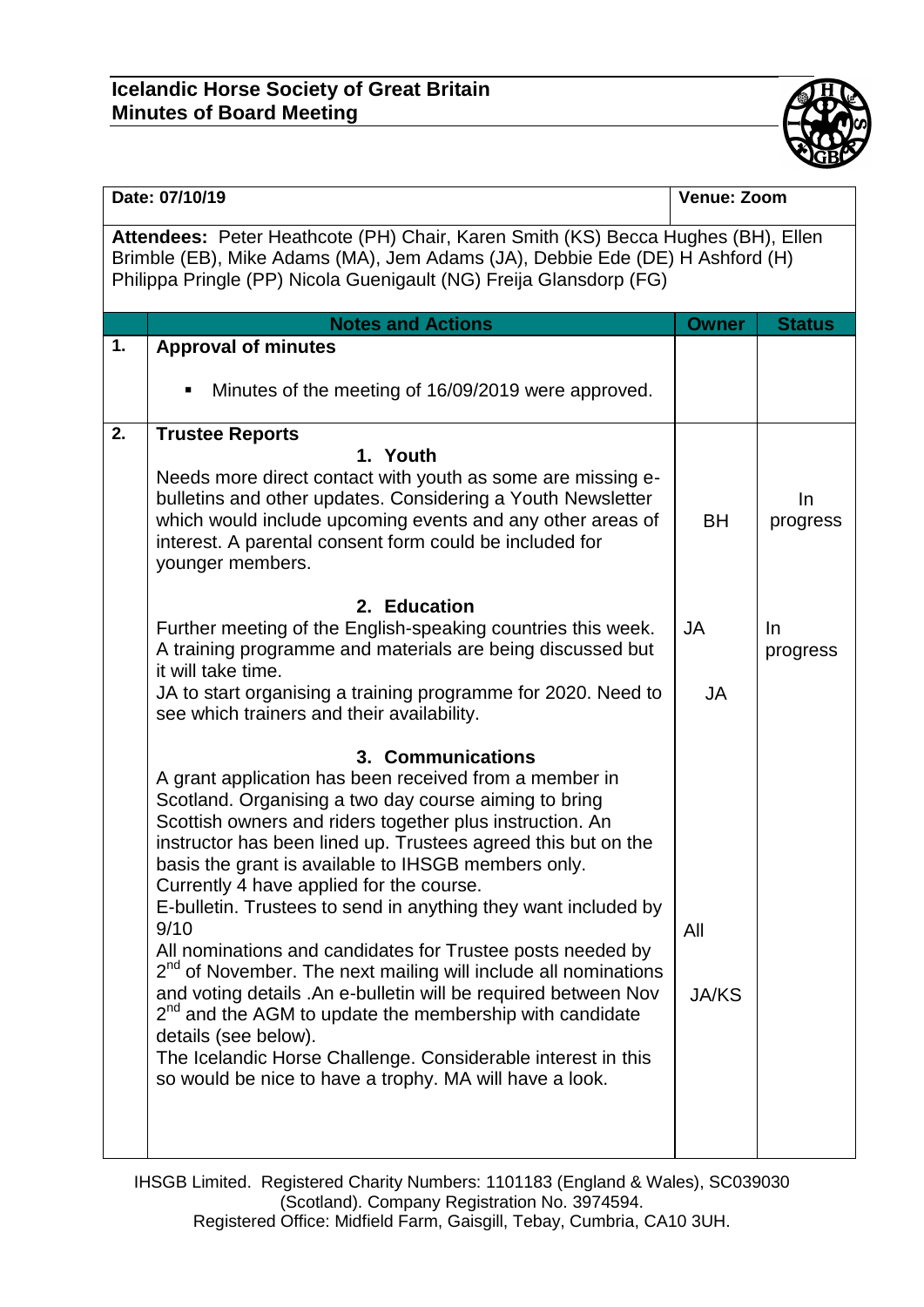**Icelandic Horse Society of Great Britain**
**Minutes of Board Meeting**

| Date: 07/10/19 | | Venue: Zoom | |
|---|---|---|---|
| **Attendees:** Peter Heathcote (PH) Chair, Karen Smith (KS) Becca Hughes (BH), Ellen Brimble (EB), Mike Adams (MA), Jem Adams (JA), Debbie Ede (DE) H Ashford (H) Philippa Pringle (PP) Nicola Guenigault (NG) Freija Glansdorp (FG) | | | |
| | **Notes and Actions** | **Owner** | **Status** |
| **1.** | **Approval of minutes**<br><br>▪ Minutes of the meeting of 16/09/2019 were approved. | | |
| **2.** | **Trustee Reports**<br>**1. Youth**<br>Needs more direct contact with youth as some are missing e-bulletins and other updates. Considering a Youth Newsletter which would include upcoming events and any other areas of interest. A parental consent form could be included for younger members. | BH | In progress |
| | **2. Education**<br>Further meeting of the English-speaking countries this week. A training programme and materials are being discussed but it will take time.<br>JA to start organising a training programme for 2020. Need to see which trainers and their availability. | JA<br><br>JA | In progress |
| | **3. Communications**<br>A grant application has been received from a member in Scotland. Organising a two day course aiming to bring Scottish owners and riders together plus instruction. An instructor has been lined up. Trustees agreed this but on the basis the grant is available to IHSGB members only. Currently 4 have applied for the course.<br>E-bulletin. Trustees to send in anything they want included by 9/10<br>All nominations and candidates for Trustee posts needed by 2nd of November. The next mailing will include all nominations and voting details .An e-bulletin will be required between Nov 2nd and the AGM to update the membership with candidate details (see below).<br>The Icelandic Horse Challenge. Considerable interest in this so would be nice to have a trophy. MA will have a look. | All<br><br>JA/KS | |

IHSGB Limited. Registered Charity Numbers: 1101183 (England & Wales), SC039030 (Scotland). Company Registration No. 3974594.
Registered Office: Midfield Farm, Gaisgill, Tebay, Cumbria, CA10 3UH.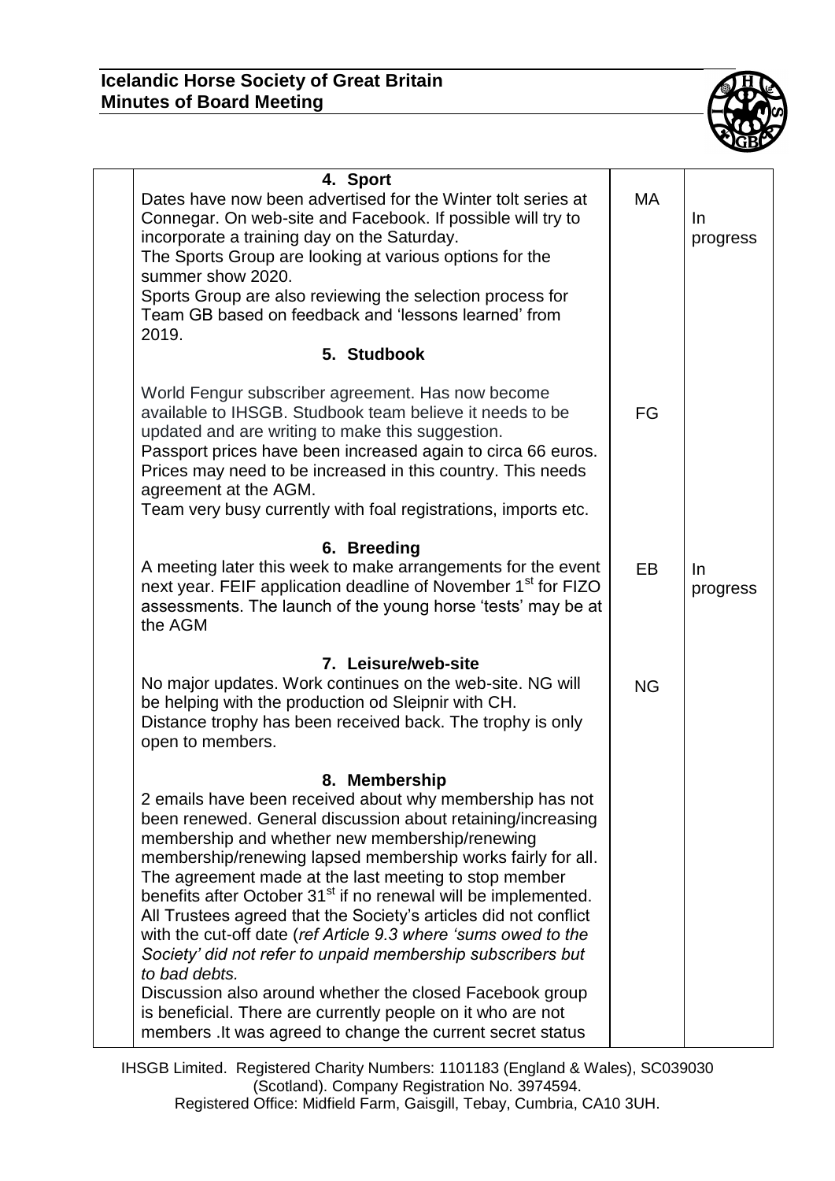| | Item | Owner | Status |
|---|---|---|---|
| | **4. Sport**<br>Dates have now been advertised for the Winter tolt series at Connegar. On web-site and Facebook. If possible will try to incorporate a training day on the Saturday.<br>The Sports Group are looking at various options for the summer show 2020.<br>Sports Group are also reviewing the selection process for Team GB based on feedback and 'lessons learned' from 2019. | MA | In progress |
| | **5. Studbook**<br>World Fengur subscriber agreement. Has now become available to IHSGB. Studbook team believe it needs to be updated and are writing to make this suggestion.<br>Passport prices have been increased again to circa 66 euros. Prices may need to be increased in this country. This needs agreement at the AGM.<br>Team very busy currently with foal registrations, imports etc. | FG | |
| | **6. Breeding**<br>A meeting later this week to make arrangements for the event next year. FEIF application deadline of November 1st for FIZO assessments. The launch of the young horse 'tests' may be at the AGM | EB | In progress |
| | **7. Leisure/web-site**<br>No major updates. Work continues on the web-site. NG will be helping with the production od Sleipnir with CH.<br>Distance trophy has been received back. The trophy is only open to members. | NG | |
| | **8. Membership**<br>2 emails have been received about why membership has not been renewed. General discussion about retaining/increasing membership and whether new membership/renewing membership/renewing lapsed membership works fairly for all. The agreement made at the last meeting to stop member benefits after October 31st if no renewal will be implemented. All Trustees agreed that the Society's articles did not conflict with the cut-off date (*ref Article 9.3 where 'sums owed to the Society' did not refer to unpaid membership subscribers but to bad debts.*<br>Discussion also around whether the closed Facebook group is beneficial. There are currently people on it who are not members .It was agreed to change the current secret status | | |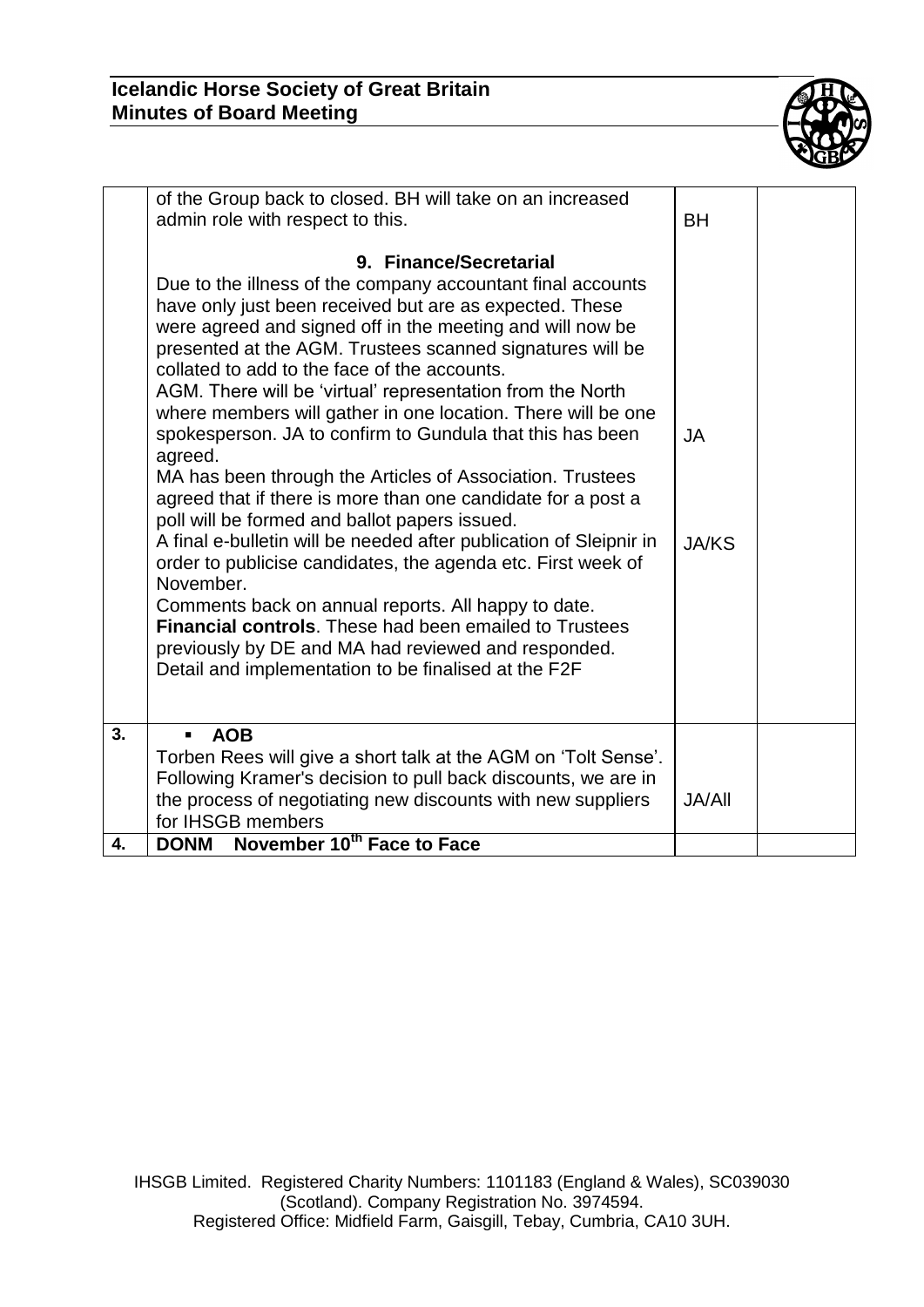| | | | |
|---|---|---|---|
| | of the Group back to closed. BH will take on an increased admin role with respect to this. | BH | |
| | **9. Finance/Secretarial**<br>Due to the illness of the company accountant final accounts have only just been received but are as expected. These were agreed and signed off in the meeting and will now be presented at the AGM. Trustees scanned signatures will be collated to add to the face of the accounts.<br>AGM. There will be 'virtual' representation from the North where members will gather in one location. There will be one spokesperson. JA to confirm to Gundula that this has been agreed.<br>MA has been through the Articles of Association. Trustees agreed that if there is more than one candidate for a post a poll will be formed and ballot papers issued.<br>A final e-bulletin will be needed after publication of Sleipnir in order to publicise candidates, the agenda etc. First week of November.<br>Comments back on annual reports. All happy to date.<br>**Financial controls**. These had been emailed to Trustees previously by DE and MA had reviewed and responded. Detail and implementation to be finalised at the F2F | JA<br><br>JA/KS | |
| **3.** | ▪ **AOB**<br>Torben Rees will give a short talk at the AGM on 'Tolt Sense'.<br>Following Kramer's decision to pull back discounts, we are in the process of negotiating new discounts with new suppliers for IHSGB members | JA/All | |
| **4.** | **DONM November 10th Face to Face** | | |

IHSGB Limited. Registered Charity Numbers: 1101183 (England & Wales), SC039030 (Scotland). Company Registration No. 3974594.
Registered Office: Midfield Farm, Gaisgill, Tebay, Cumbria, CA10 3UH.